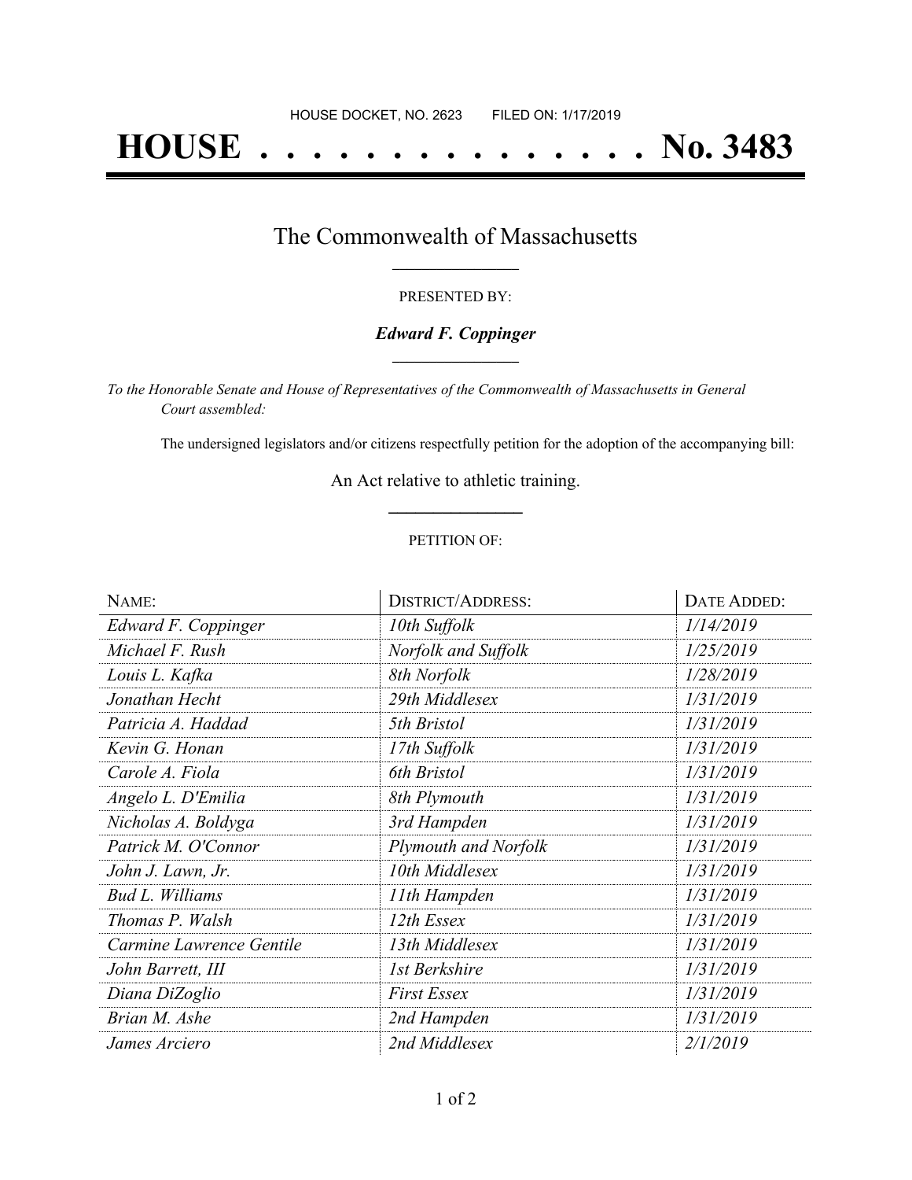HOUSE DOCKET, NO. 2623        FILED ON: 1/17/2019

# HOUSE . . . . . . . . . . . . . . . No. 3483

## The Commonwealth of Massachusetts

PRESENTED BY:

***Edward F. Coppinger***

*To the Honorable Senate and House of Representatives of the Commonwealth of Massachusetts in General Court assembled:*

The undersigned legislators and/or citizens respectfully petition for the adoption of the accompanying bill:

An Act relative to athletic training.

PETITION OF:

| NAME: | DISTRICT/ADDRESS: | DATE ADDED: |
|---|---|---|
| *Edward F. Coppinger* | *10th Suffolk* | *1/14/2019* |
| *Michael F. Rush* | *Norfolk and Suffolk* | *1/25/2019* |
| *Louis L. Kafka* | *8th Norfolk* | *1/28/2019* |
| *Jonathan Hecht* | *29th Middlesex* | *1/31/2019* |
| *Patricia A. Haddad* | *5th Bristol* | *1/31/2019* |
| *Kevin G. Honan* | *17th Suffolk* | *1/31/2019* |
| *Carole A. Fiola* | *6th Bristol* | *1/31/2019* |
| *Angelo L. D'Emilia* | *8th Plymouth* | *1/31/2019* |
| *Nicholas A. Boldyga* | *3rd Hampden* | *1/31/2019* |
| *Patrick M. O'Connor* | *Plymouth and Norfolk* | *1/31/2019* |
| *John J. Lawn, Jr.* | *10th Middlesex* | *1/31/2019* |
| *Bud L. Williams* | *11th Hampden* | *1/31/2019* |
| *Thomas P. Walsh* | *12th Essex* | *1/31/2019* |
| *Carmine Lawrence Gentile* | *13th Middlesex* | *1/31/2019* |
| *John Barrett, III* | *1st Berkshire* | *1/31/2019* |
| *Diana DiZoglio* | *First Essex* | *1/31/2019* |
| *Brian M. Ashe* | *2nd Hampden* | *1/31/2019* |
| *James Arciero* | *2nd Middlesex* | *2/1/2019* |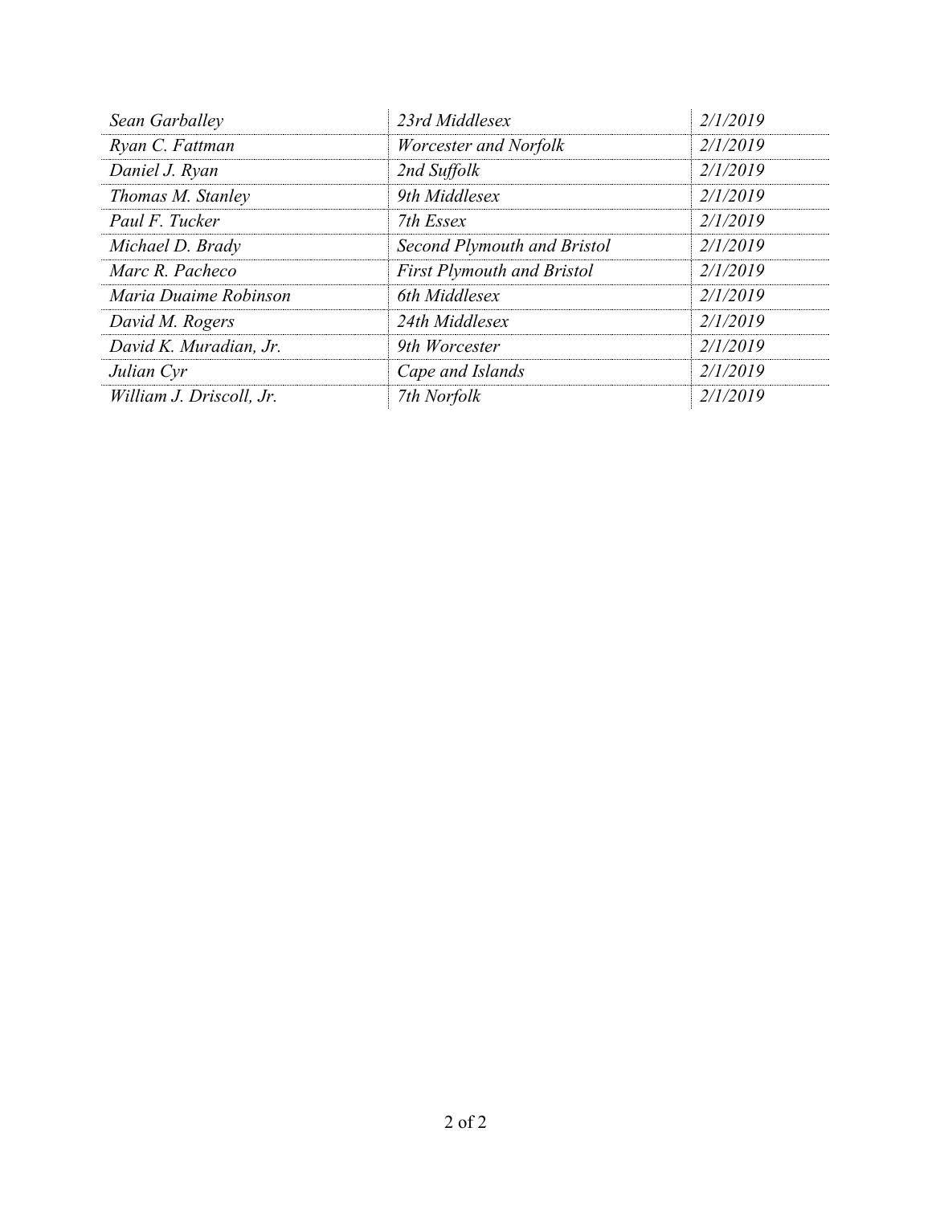| | | |
|---|---|---|
| *Sean Garballey* | *23rd Middlesex* | *2/1/2019* |
| *Ryan C. Fattman* | *Worcester and Norfolk* | *2/1/2019* |
| *Daniel J. Ryan* | *2nd Suffolk* | *2/1/2019* |
| *Thomas M. Stanley* | *9th Middlesex* | *2/1/2019* |
| *Paul F. Tucker* | *7th Essex* | *2/1/2019* |
| *Michael D. Brady* | *Second Plymouth and Bristol* | *2/1/2019* |
| *Marc R. Pacheco* | *First Plymouth and Bristol* | *2/1/2019* |
| *Maria Duaime Robinson* | *6th Middlesex* | *2/1/2019* |
| *David M. Rogers* | *24th Middlesex* | *2/1/2019* |
| *David K. Muradian, Jr.* | *9th Worcester* | *2/1/2019* |
| *Julian Cyr* | *Cape and Islands* | *2/1/2019* |
| *William J. Driscoll, Jr.* | *7th Norfolk* | *2/1/2019* |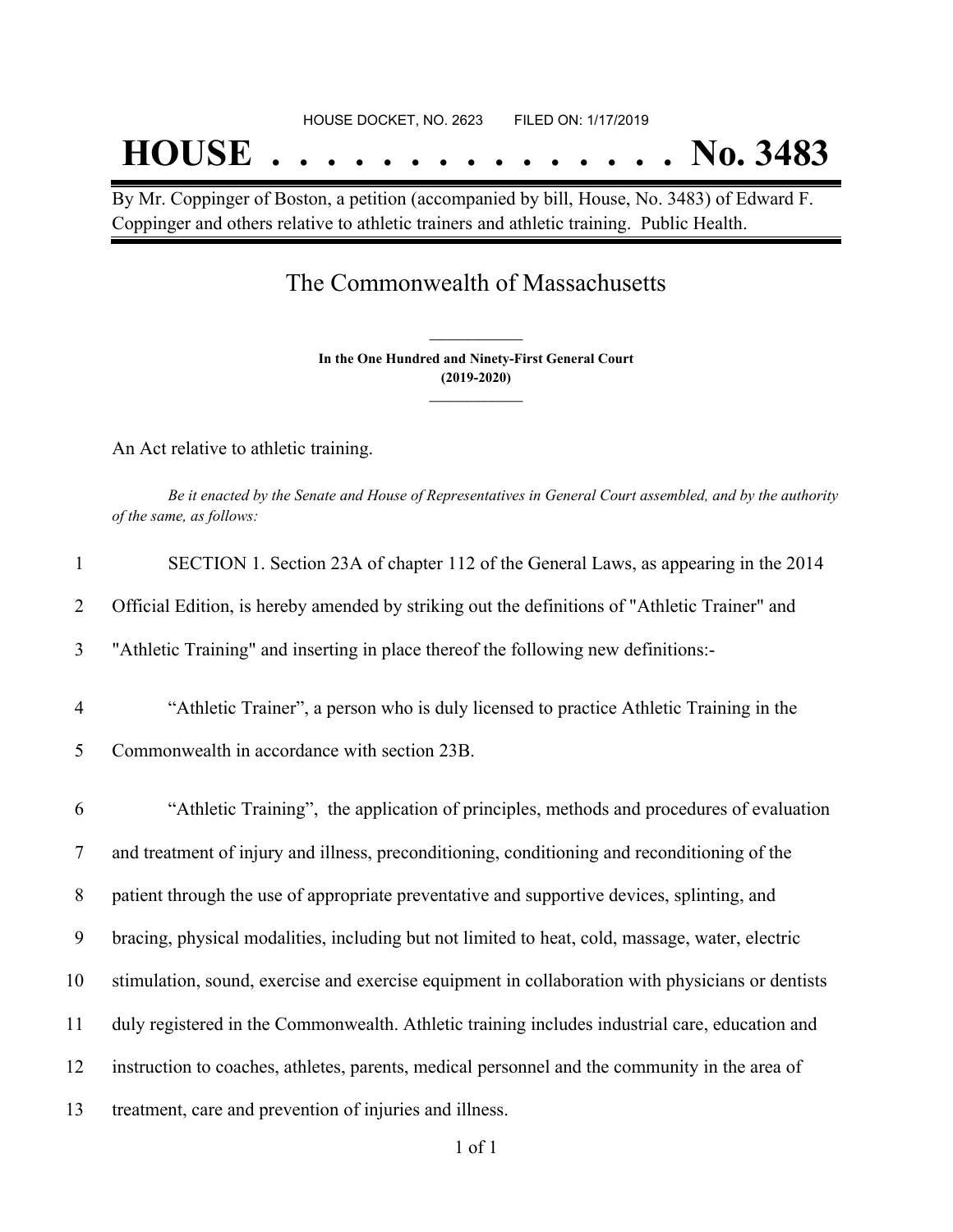HOUSE DOCKET, NO. 2623 FILED ON: 1/17/2019

# HOUSE . . . . . . . . . . . . . . . No. 3483

By Mr. Coppinger of Boston, a petition (accompanied by bill, House, No. 3483) of Edward F. Coppinger and others relative to athletic trainers and athletic training. Public Health.

## The Commonwealth of Massachusetts

**In the One Hundred and Ninety-First General Court**
**(2019-2020)**

An Act relative to athletic training.

*Be it enacted by the Senate and House of Representatives in General Court assembled, and by the authority of the same, as follows:*

1 SECTION 1. Section 23A of chapter 112 of the General Laws, as appearing in the 2014
2 Official Edition, is hereby amended by striking out the definitions of "Athletic Trainer" and
3 "Athletic Training" and inserting in place thereof the following new definitions:-

4 “Athletic Trainer”, a person who is duly licensed to practice Athletic Training in the
5 Commonwealth in accordance with section 23B.

6 “Athletic Training”, the application of principles, methods and procedures of evaluation
7 and treatment of injury and illness, preconditioning, conditioning and reconditioning of the
8 patient through the use of appropriate preventative and supportive devices, splinting, and
9 bracing, physical modalities, including but not limited to heat, cold, massage, water, electric
10 stimulation, sound, exercise and exercise equipment in collaboration with physicians or dentists
11 duly registered in the Commonwealth. Athletic training includes industrial care, education and
12 instruction to coaches, athletes, parents, medical personnel and the community in the area of
13 treatment, care and prevention of injuries and illness.